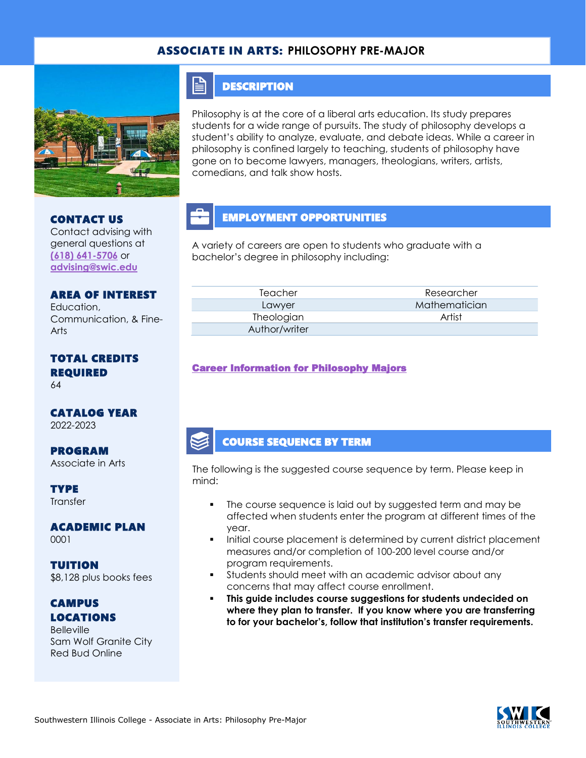# ASSOCIATE IN ARTS: PHILOSOPHY PRE-MAJOR

## CONTACT US

Contact advising with general questions at (618) 641-5706 or advising@swic.edu

## AREA OF INTEREST

Education, Communication, & Fine-Arts

## TOTAL CREDITS REQUIRED

64

## CATALOG YEAR

2022-2023

## PROGRAM

Associate in Arts

## TYPE

Transfer

## ACADEMIC PLAN

0001

## TUITION

$8,128 plus books fees

## CAMPUS LOCATIONS

Belleville
Sam Wolf Granite City
Red Bud Online

## DESCRIPTION

Philosophy is at the core of a liberal arts education. Its study prepares students for a wide range of pursuits. The study of philosophy develops a student's ability to analyze, evaluate, and debate ideas. While a career in philosophy is confined largely to teaching, students of philosophy have gone on to become lawyers, managers, theologians, writers, artists, comedians, and talk show hosts.

## EMPLOYMENT OPPORTUNITIES

A variety of careers are open to students who graduate with a bachelor's degree in philosophy including:

| | |
|---|---|
| Teacher | Researcher |
| Lawyer | Mathematician |
| Theologian | Artist |
| Author/writer | |

**Career Information for Philosophy Majors**

## COURSE SEQUENCE BY TERM

The following is the suggested course sequence by term. Please keep in mind:

- The course sequence is laid out by suggested term and may be affected when students enter the program at different times of the year.
- Initial course placement is determined by current district placement measures and/or completion of 100-200 level course and/or program requirements.
- Students should meet with an academic advisor about any concerns that may affect course enrollment.
- **This guide includes course suggestions for students undecided on where they plan to transfer. If you know where you are transferring to for your bachelor's, follow that institution's transfer requirements.**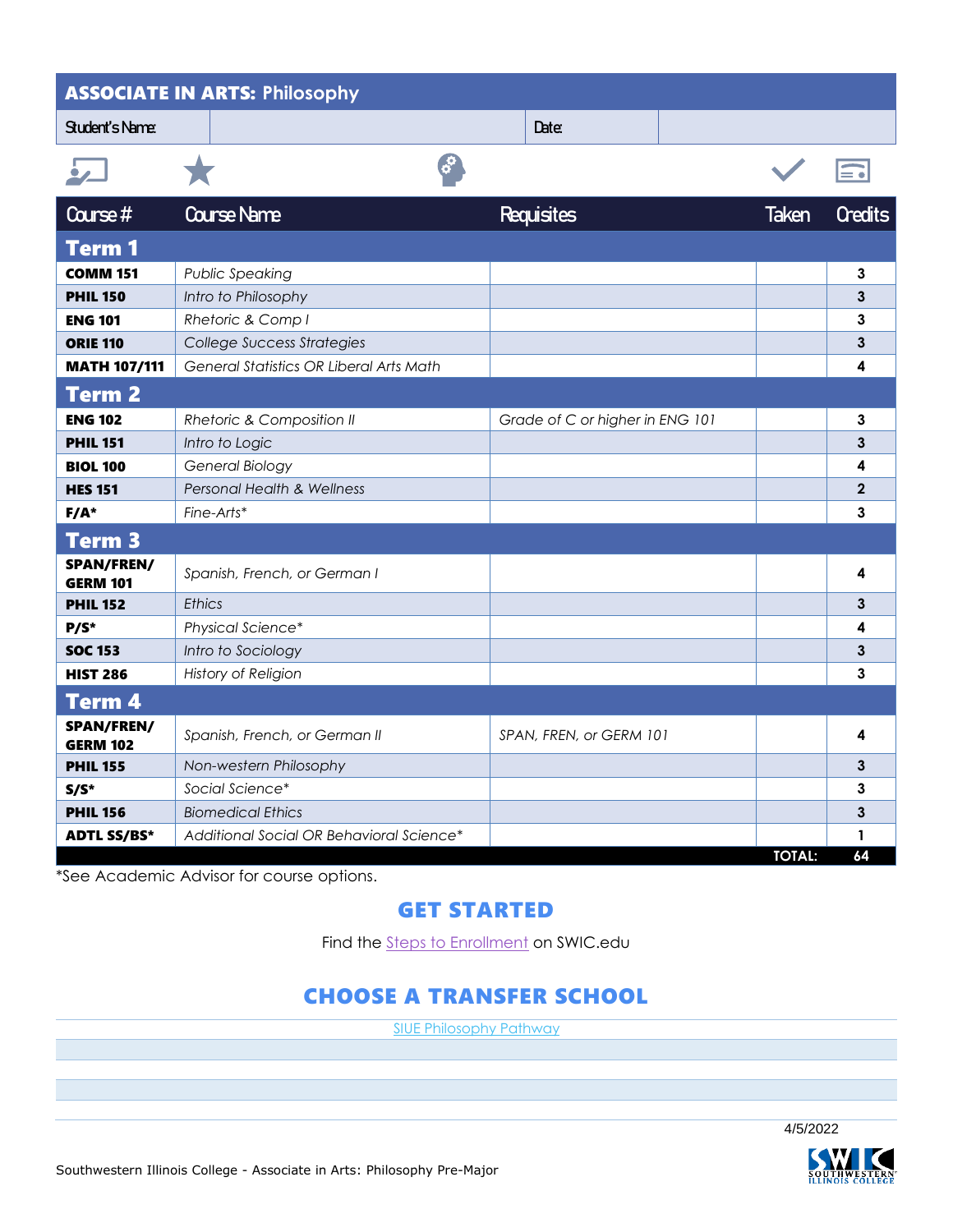# ASSOCIATE IN ARTS: Philosophy

| Student's Name: | | Date: | |
|---|---|---|---|

| Course # | Course Name | Requisites | Taken | Credits |
|---|---|---|---|---|
| **Term 1** | | | | |
| **COMM 151** | *Public Speaking* | | | 3 |
| **PHIL 150** | *Intro to Philosophy* | | | 3 |
| **ENG 101** | *Rhetoric & Comp I* | | | 3 |
| **ORIE 110** | *College Success Strategies* | | | 3 |
| **MATH 107/111** | *General Statistics OR Liberal Arts Math* | | | 4 |
| **Term 2** | | | | |
| **ENG 102** | *Rhetoric & Composition II* | *Grade of C or higher in ENG 101* | | 3 |
| **PHIL 151** | *Intro to Logic* | | | 3 |
| **BIOL 100** | *General Biology* | | | 4 |
| **HES 151** | *Personal Health & Wellness* | | | 2 |
| **F/A*** | *Fine-Arts** | | | 3 |
| **Term 3** | | | | |
| **SPAN/FREN/ GERM 101** | *Spanish, French, or German I* | | | 4 |
| **PHIL 152** | *Ethics* | | | 3 |
| **P/S*** | *Physical Science** | | | 4 |
| **SOC 153** | *Intro to Sociology* | | | 3 |
| **HIST 286** | *History of Religion* | | | 3 |
| **Term 4** | | | | |
| **SPAN/FREN/ GERM 102** | *Spanish, French, or German II* | *SPAN, FREN, or GERM 101* | | 4 |
| **PHIL 155** | *Non-western Philosophy* | | | 3 |
| **S/S*** | *Social Science** | | | 3 |
| **PHIL 156** | *Biomedical Ethics* | | | 3 |
| **ADTL SS/BS*** | *Additional Social OR Behavioral Science** | | | 1 |
| | | | **TOTAL:** | **64** |

*See Academic Advisor for course options.

## GET STARTED

Find the Steps to Enrollment on SWIC.edu

## CHOOSE A TRANSFER SCHOOL

SIUE Philosophy Pathway

4/5/2022

Southwestern Illinois College - Associate in Arts: Philosophy Pre-Major